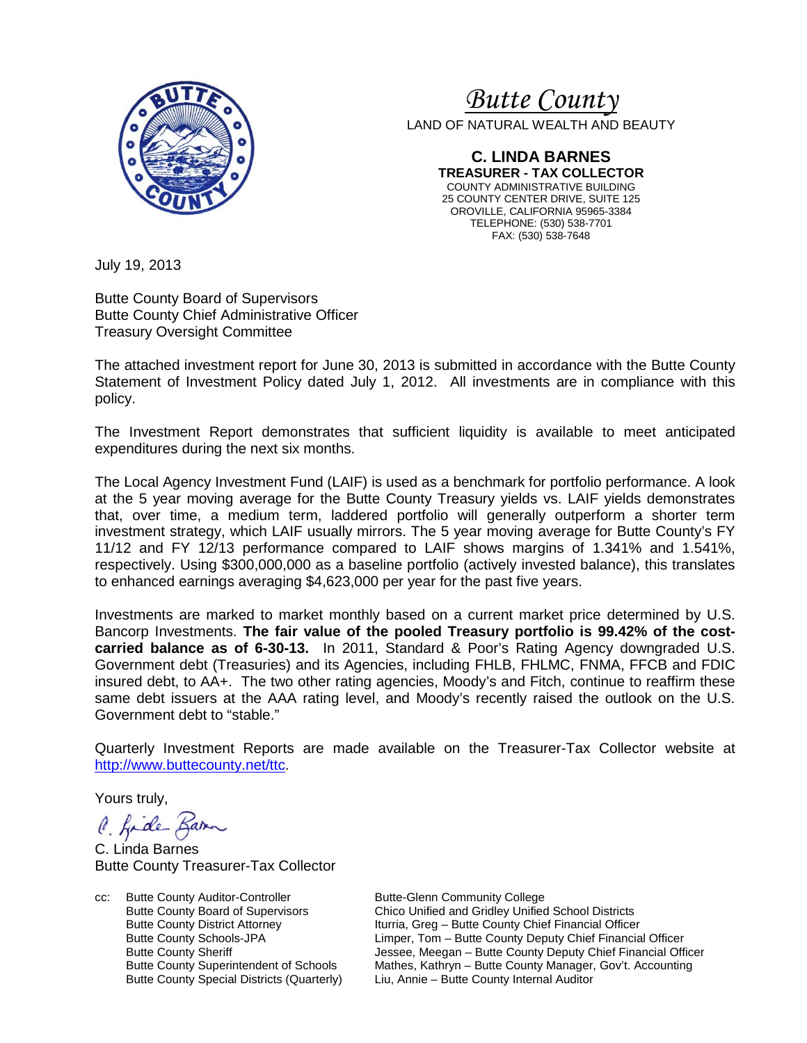# *Butte County*

LAND OF NATURAL WEALTH AND BEAUTY

**C. LINDA BARNES**
**TREASURER - TAX COLLECTOR**
COUNTY ADMINISTRATIVE BUILDING
25 COUNTY CENTER DRIVE, SUITE 125
OROVILLE, CALIFORNIA 95965-3384
TELEPHONE: (530) 538-7701
FAX: (530) 538-7648

July 19, 2013

Butte County Board of Supervisors
Butte County Chief Administrative Officer
Treasury Oversight Committee

The attached investment report for June 30, 2013 is submitted in accordance with the Butte County Statement of Investment Policy dated July 1, 2012. All investments are in compliance with this policy.

The Investment Report demonstrates that sufficient liquidity is available to meet anticipated expenditures during the next six months.

The Local Agency Investment Fund (LAIF) is used as a benchmark for portfolio performance. A look at the 5 year moving average for the Butte County Treasury yields vs. LAIF yields demonstrates that, over time, a medium term, laddered portfolio will generally outperform a shorter term investment strategy, which LAIF usually mirrors. The 5 year moving average for Butte County's FY 11/12 and FY 12/13 performance compared to LAIF shows margins of 1.341% and 1.541%, respectively. Using $300,000,000 as a baseline portfolio (actively invested balance), this translates to enhanced earnings averaging $4,623,000 per year for the past five years.

Investments are marked to market monthly based on a current market price determined by U.S. Bancorp Investments. **The fair value of the pooled Treasury portfolio is 99.42% of the cost-carried balance as of 6-30-13.** In 2011, Standard & Poor's Rating Agency downgraded U.S. Government debt (Treasuries) and its Agencies, including FHLB, FHLMC, FNMA, FFCB and FDIC insured debt, to AA+. The two other rating agencies, Moody's and Fitch, continue to reaffirm these same debt issuers at the AAA rating level, and Moody's recently raised the outlook on the U.S. Government debt to "stable."

Quarterly Investment Reports are made available on the Treasurer-Tax Collector website at [http://www.buttecounty.net/ttc](http://www.buttecounty.net/ttc).

Yours truly,

C. Linda Barnes
Butte County Treasurer-Tax Collector

cc:
Butte County Auditor-Controller
Butte County Board of Supervisors
Butte County District Attorney
Butte County Schools-JPA
Butte County Sheriff
Butte County Superintendent of Schools
Butte County Special Districts (Quarterly)
Butte-Glenn Community College
Chico Unified and Gridley Unified School Districts
Iturria, Greg – Butte County Chief Financial Officer
Limper, Tom – Butte County Deputy Chief Financial Officer
Jessee, Meegan – Butte County Deputy Chief Financial Officer
Mathes, Kathryn – Butte County Manager, Gov't. Accounting
Liu, Annie – Butte County Internal Auditor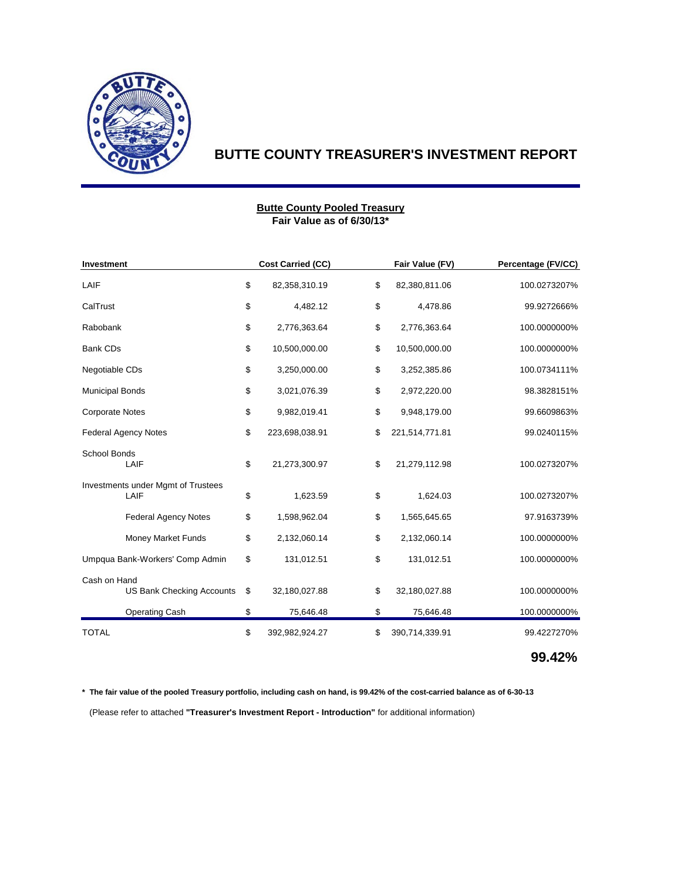# BUTTE COUNTY TREASURER'S INVESTMENT REPORT

**Butte County Pooled Treasury**
**Fair Value as of 6/30/13***

| Investment | Cost Carried (CC) | Fair Value (FV) | Percentage (FV/CC) |
|---|---|---|---|
| LAIF | $ 82,358,310.19 | $ 82,380,811.06 | 100.0273207% |
| CalTrust | $ 4,482.12 | $ 4,478.86 | 99.9272666% |
| Rabobank | $ 2,776,363.64 | $ 2,776,363.64 | 100.0000000% |
| Bank CDs | $ 10,500,000.00 | $ 10,500,000.00 | 100.0000000% |
| Negotiable CDs | $ 3,250,000.00 | $ 3,252,385.86 | 100.0734111% |
| Municipal Bonds | $ 3,021,076.39 | $ 2,972,220.00 | 98.3828151% |
| Corporate Notes | $ 9,982,019.41 | $ 9,948,179.00 | 99.6609863% |
| Federal Agency Notes | $ 223,698,038.91 | $ 221,514,771.81 | 99.0240115% |
| School Bonds | | | |
| LAIF | $ 21,273,300.97 | $ 21,279,112.98 | 100.0273207% |
| Investments under Mgmt of Trustees | | | |
| LAIF | $ 1,623.59 | $ 1,624.03 | 100.0273207% |
| Federal Agency Notes | $ 1,598,962.04 | $ 1,565,645.65 | 97.9163739% |
| Money Market Funds | $ 2,132,060.14 | $ 2,132,060.14 | 100.0000000% |
| Umpqua Bank-Workers' Comp Admin | $ 131,012.51 | $ 131,012.51 | 100.0000000% |
| Cash on Hand | | | |
| US Bank Checking Accounts | $ 32,180,027.88 | $ 32,180,027.88 | 100.0000000% |
| Operating Cash | $ 75,646.48 | $ 75,646.48 | 100.0000000% |
| TOTAL | $ 392,982,924.27 | $ 390,714,339.91 | 99.4227270% |

**99.42%**

**\* The fair value of the pooled Treasury portfolio, including cash on hand, is 99.42% of the cost-carried balance as of 6-30-13**

(Please refer to attached **"Treasurer's Investment Report - Introduction"** for additional information)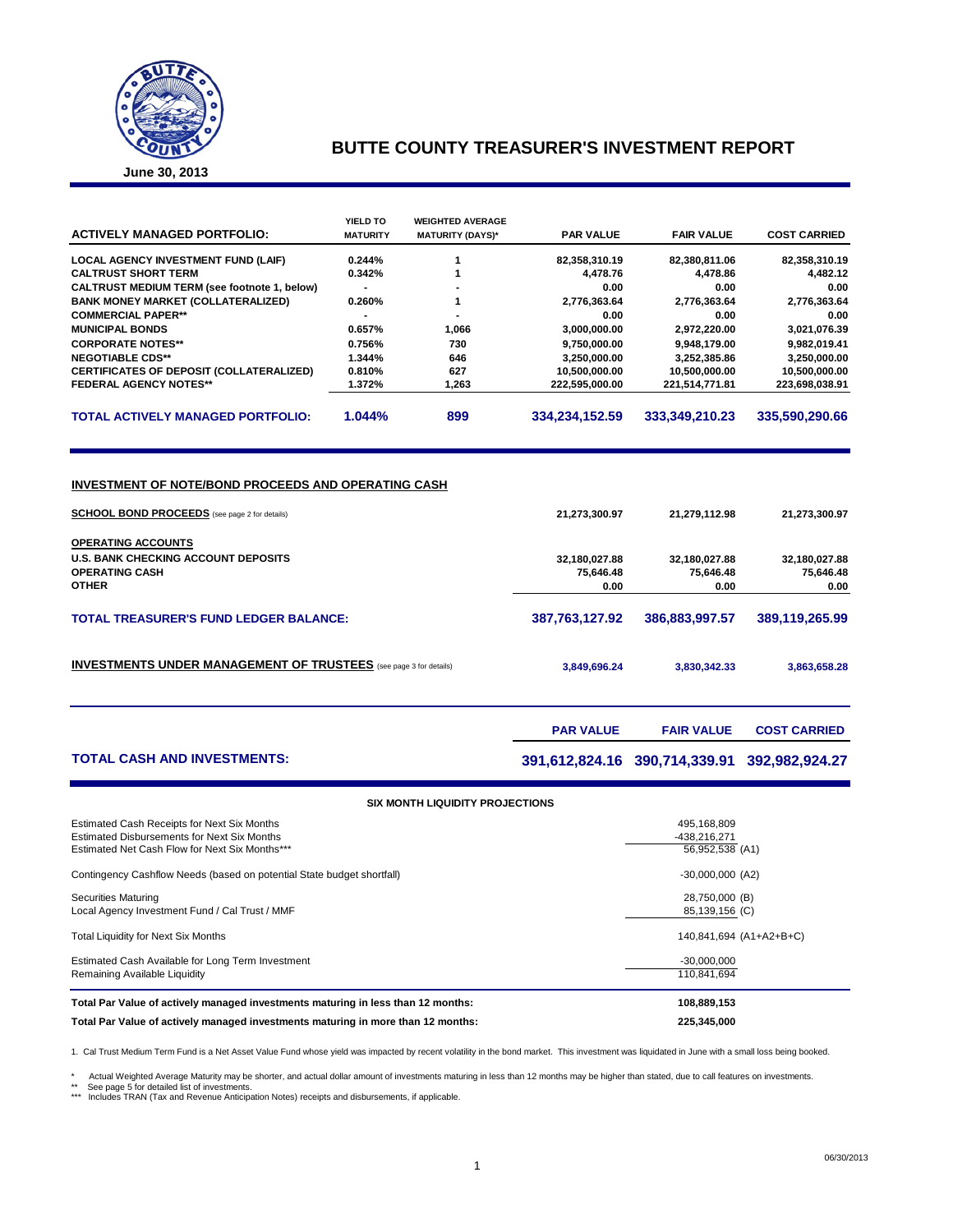# BUTTE COUNTY TREASURER'S INVESTMENT REPORT

**June 30, 2013**

| ACTIVELY MANAGED PORTFOLIO: | YIELD TO MATURITY | WEIGHTED AVERAGE MATURITY (DAYS)* | PAR VALUE | FAIR VALUE | COST CARRIED |
|---|---|---|---|---|---|
| LOCAL AGENCY INVESTMENT FUND (LAIF) | 0.244% | 1 | 82,358,310.19 | 82,380,811.06 | 82,358,310.19 |
| CALTRUST SHORT TERM | 0.342% | 1 | 4,478.76 | 4,478.86 | 4,482.12 |
| CALTRUST MEDIUM TERM (see footnote 1, below) | - | - | 0.00 | 0.00 | 0.00 |
| BANK MONEY MARKET (COLLATERALIZED) | 0.260% | 1 | 2,776,363.64 | 2,776,363.64 | 2,776,363.64 |
| COMMERCIAL PAPER** | - | - | 0.00 | 0.00 | 0.00 |
| MUNICIPAL BONDS | 0.657% | 1,066 | 3,000,000.00 | 2,972,220.00 | 3,021,076.39 |
| CORPORATE NOTES** | 0.756% | 730 | 9,750,000.00 | 9,948,179.00 | 9,982,019.41 |
| NEGOTIABLE CDS** | 1.344% | 646 | 3,250,000.00 | 3,252,385.86 | 3,250,000.00 |
| CERTIFICATES OF DEPOSIT (COLLATERALIZED) | 0.810% | 627 | 10,500,000.00 | 10,500,000.00 | 10,500,000.00 |
| FEDERAL AGENCY NOTES** | 1.372% | 1,263 | 222,595,000.00 | 221,514,771.81 | 223,698,038.91 |
| **TOTAL ACTIVELY MANAGED PORTFOLIO:** | **1.044%** | **899** | **334,234,152.59** | **333,349,210.23** | **335,590,290.66** |

## INVESTMENT OF NOTE/BOND PROCEEDS AND OPERATING CASH

| | PAR VALUE | FAIR VALUE | COST CARRIED |
|---|---|---|---|
| **SCHOOL BOND PROCEEDS** (see page 2 for details) | 21,273,300.97 | 21,279,112.98 | 21,273,300.97 |
| **OPERATING ACCOUNTS** | | | |
| U.S. BANK CHECKING ACCOUNT DEPOSITS | 32,180,027.88 | 32,180,027.88 | 32,180,027.88 |
| OPERATING CASH | 75,646.48 | 75,646.48 | 75,646.48 |
| OTHER | 0.00 | 0.00 | 0.00 |
| **TOTAL TREASURER'S FUND LEDGER BALANCE:** | **387,763,127.92** | **386,883,997.57** | **389,119,265.99** |
| **INVESTMENTS UNDER MANAGEMENT OF TRUSTEES** (see page 3 for details) | 3,849,696.24 | 3,830,342.33 | 3,863,658.28 |

| | PAR VALUE | FAIR VALUE | COST CARRIED |
|---|---|---|---|
| **TOTAL CASH AND INVESTMENTS:** | **391,612,824.16** | **390,714,339.91** | **392,982,924.27** |

## SIX MONTH LIQUIDITY PROJECTIONS

| | |
|---|---|
| Estimated Cash Receipts for Next Six Months | 495,168,809 |
| Estimated Disbursements for Next Six Months | -438,216,271 |
| Estimated Net Cash Flow for Next Six Months*** | 56,952,538 (A1) |
| Contingency Cashflow Needs (based on potential State budget shortfall) | -30,000,000 (A2) |
| Securities Maturing | 28,750,000 (B) |
| Local Agency Investment Fund / Cal Trust / MMF | 85,139,156 (C) |
| Total Liquidity for Next Six Months | 140,841,694 (A1+A2+B+C) |
| Estimated Cash Available for Long Term Investment | -30,000,000 |
| Remaining Available Liquidity | 110,841,694 |
| **Total Par Value of actively managed investments maturing in less than 12 months:** | **108,889,153** |
| **Total Par Value of actively managed investments maturing in more than 12 months:** | **225,345,000** |

1. Cal Trust Medium Term Fund is a Net Asset Value Fund whose yield was impacted by recent volatility in the bond market. This investment was liquidated in June with a small loss being booked.

\* Actual Weighted Average Maturity may be shorter, and actual dollar amount of investments maturing in less than 12 months may be higher than stated, due to call features on investments.
** See page 5 for detailed list of investments.
*** Includes TRAN (Tax and Revenue Anticipation Notes) receipts and disbursements, if applicable.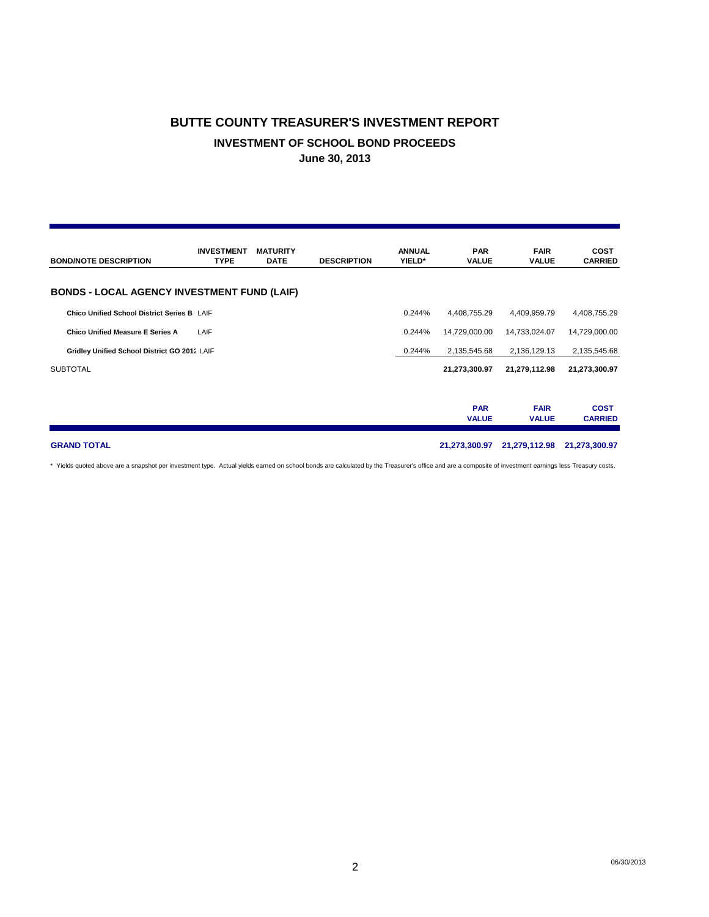# BUTTE COUNTY TREASURER'S INVESTMENT REPORT

## INVESTMENT OF SCHOOL BOND PROCEEDS

### June 30, 2013

| BOND/NOTE DESCRIPTION | INVESTMENT TYPE | MATURITY DATE | DESCRIPTION | ANNUAL YIELD* | PAR VALUE | FAIR VALUE | COST CARRIED |
|---|---|---|---|---|---|---|---|
| **BONDS - LOCAL AGENCY INVESTMENT FUND (LAIF)** | | | | | | | |
| **Chico Unified School District Series B** | LAIF | | | 0.244% | 4,408,755.29 | 4,409,959.79 | 4,408,755.29 |
| **Chico Unified Measure E Series A** | LAIF | | | 0.244% | 14,729,000.00 | 14,733,024.07 | 14,729,000.00 |
| **Gridley Unified School District GO 201** | LAIF | | | 0.244% | 2,135,545.68 | 2,136,129.13 | 2,135,545.68 |
| SUBTOTAL | | | | | **21,273,300.97** | **21,279,112.98** | **21,273,300.97** |

| | PAR VALUE | FAIR VALUE | COST CARRIED |
|---|---|---|---|
| **GRAND TOTAL** | **21,273,300.97** | **21,279,112.98** | **21,273,300.97** |

* Yields quoted above are a snapshot per investment type. Actual yields earned on school bonds are calculated by the Treasurer's office and are a composite of investment earnings less Treasury costs.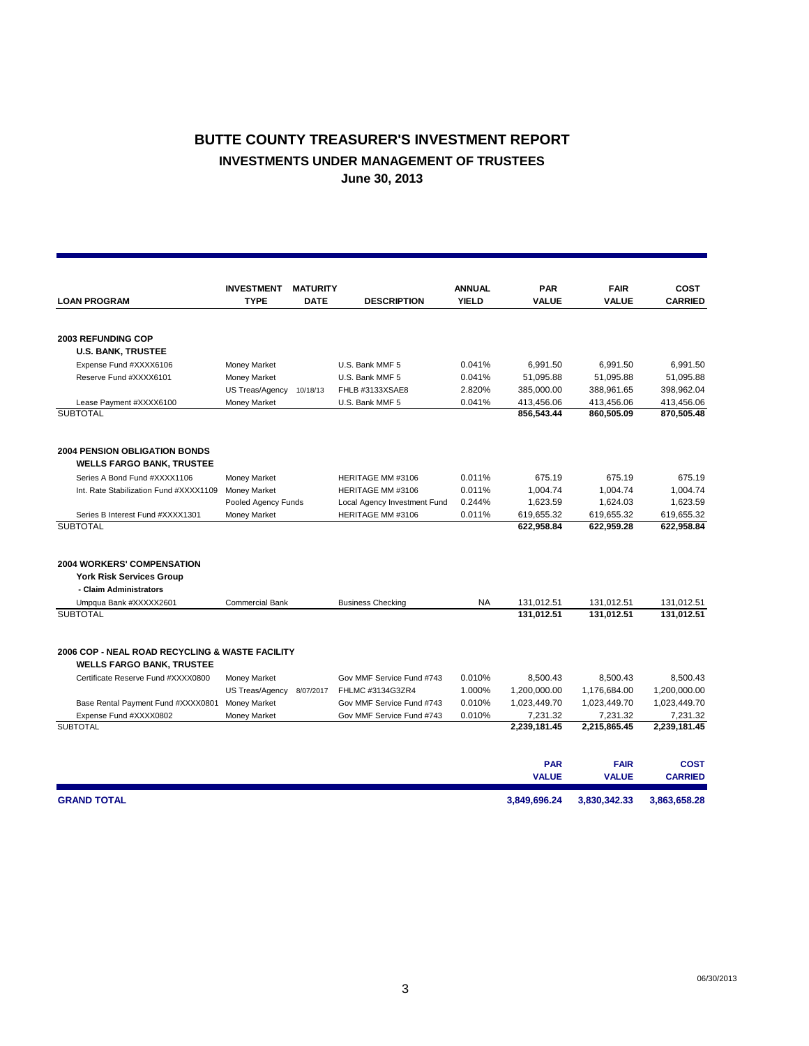# BUTTE COUNTY TREASURER'S INVESTMENT REPORT

## INVESTMENTS UNDER MANAGEMENT OF TRUSTEES

### June 30, 2013

| LOAN PROGRAM | INVESTMENT TYPE | MATURITY DATE | DESCRIPTION | ANNUAL YIELD | PAR VALUE | FAIR VALUE | COST CARRIED |
|---|---|---|---|---|---|---|---|
| **2003 REFUNDING COP** | | | | | | | |
| **U.S. BANK, TRUSTEE** | | | | | | | |
| Expense Fund #XXXX6106 | Money Market | | U.S. Bank MMF 5 | 0.041% | 6,991.50 | 6,991.50 | 6,991.50 |
| Reserve Fund #XXXX6101 | Money Market | | U.S. Bank MMF 5 | 0.041% | 51,095.88 | 51,095.88 | 51,095.88 |
| | US Treas/Agency | 10/18/13 | FHLB #3133XSAE8 | 2.820% | 385,000.00 | 388,961.65 | 398,962.04 |
| Lease Payment #XXXX6100 | Money Market | | U.S. Bank MMF 5 | 0.041% | 413,456.06 | 413,456.06 | 413,456.06 |
| SUBTOTAL | | | | | **856,543.44** | **860,505.09** | **870,505.48** |
| **2004 PENSION OBLIGATION BONDS** | | | | | | | |
| **WELLS FARGO BANK, TRUSTEE** | | | | | | | |
| Series A Bond Fund #XXXX1106 | Money Market | | HERITAGE MM #3106 | 0.011% | 675.19 | 675.19 | 675.19 |
| Int. Rate Stabilization Fund #XXXX1109 | Money Market | | HERITAGE MM #3106 | 0.011% | 1,004.74 | 1,004.74 | 1,004.74 |
| | Pooled Agency Funds | | Local Agency Investment Fund | 0.244% | 1,623.59 | 1,624.03 | 1,623.59 |
| Series B Interest Fund #XXXX1301 | Money Market | | HERITAGE MM #3106 | 0.011% | 619,655.32 | 619,655.32 | 619,655.32 |
| SUBTOTAL | | | | | **622,958.84** | **622,959.28** | **622,958.84** |
| **2004 WORKERS' COMPENSATION** | | | | | | | |
| **York Risk Services Group** | | | | | | | |
| **- Claim Administrators** | | | | | | | |
| Umpqua Bank #XXXXX2601 | Commercial Bank | | Business Checking | NA | 131,012.51 | 131,012.51 | 131,012.51 |
| SUBTOTAL | | | | | **131,012.51** | **131,012.51** | **131,012.51** |
| **2006 COP - NEAL ROAD RECYCLING & WASTE FACILITY** | | | | | | | |
| **WELLS FARGO BANK, TRUSTEE** | | | | | | | |
| Certificate Reserve Fund #XXXX0800 | Money Market | | Gov MMF Service Fund #743 | 0.010% | 8,500.43 | 8,500.43 | 8,500.43 |
| | US Treas/Agency | 8/07/2017 | FHLMC #3134G3ZR4 | 1.000% | 1,200,000.00 | 1,176,684.00 | 1,200,000.00 |
| Base Rental Payment Fund #XXXX0801 | Money Market | | Gov MMF Service Fund #743 | 0.010% | 1,023,449.70 | 1,023,449.70 | 1,023,449.70 |
| Expense Fund #XXXX0802 | Money Market | | Gov MMF Service Fund #743 | 0.010% | 7,231.32 | 7,231.32 | 7,231.32 |
| SUBTOTAL | | | | | **2,239,181.45** | **2,215,865.45** | **2,239,181.45** |
| | | | | | **PAR VALUE** | **FAIR VALUE** | **COST CARRIED** |
| **GRAND TOTAL** | | | | | **3,849,696.24** | **3,830,342.33** | **3,863,658.28** |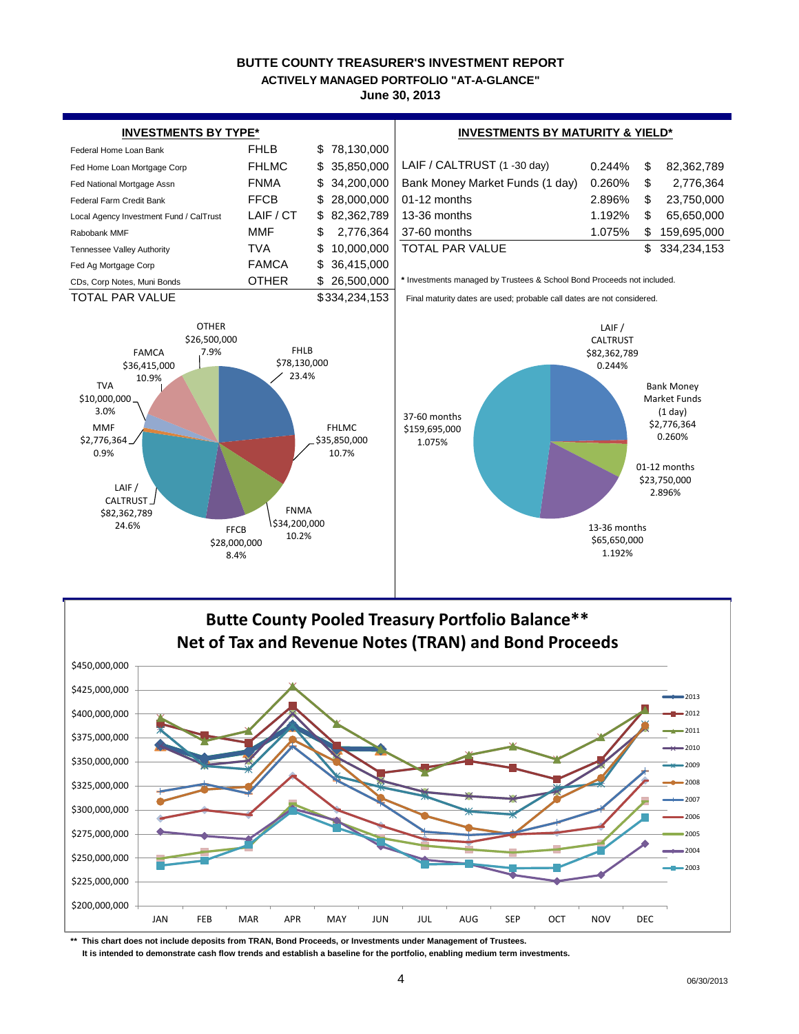# BUTTE COUNTY TREASURER'S INVESTMENT REPORT

## ACTIVELY MANAGED PORTFOLIO "AT-A-GLANCE"

### June 30, 2013

**INVESTMENTS BY TYPE***

| | | |
|---|---|---|
| Federal Home Loan Bank | FHLB | $ 78,130,000 |
| Fed Home Loan Mortgage Corp | FHLMC | $ 35,850,000 |
| Fed National Mortgage Assn | FNMA | $ 34,200,000 |
| Federal Farm Credit Bank | FFCB | $ 28,000,000 |
| Local Agency Investment Fund / CalTrust | LAIF / CT | $ 82,362,789 |
| Rabobank MMF | MMF | $ 2,776,364 |
| Tennessee Valley Authority | TVA | $ 10,000,000 |
| Fed Ag Mortgage Corp | FAMCA | $ 36,415,000 |
| CDs, Corp Notes, Muni Bonds | OTHER | $ 26,500,000 |
| TOTAL PAR VALUE | | $334,234,153 |

**INVESTMENTS BY MATURITY & YIELD***

| | | |
|---|---|---|
| LAIF / CALTRUST (1 -30 day) | 0.244% | $ 82,362,789 |
| Bank Money Market Funds (1 day) | 0.260% | $ 2,776,364 |
| 01-12 months | 2.896% | $ 23,750,000 |
| 13-36 months | 1.192% | $ 65,650,000 |
| 37-60 months | 1.075% | $ 159,695,000 |
| TOTAL PAR VALUE | | $ 334,234,153 |

\* Investments managed by Trustees & School Bond Proceeds not included.

Final maturity dates are used; probable call dates are not considered.

FHLB $78,130,000 23.4%; FHLMC $35,850,000 10.7%; FNMA $34,200,000 10.2%; FFCB $28,000,000 8.4%; LAIF / CALTRUST $82,362,789 24.6%; MMF $2,776,364 0.9%; TVA $10,000,000 3.0%; FAMCA $36,415,000 10.9%; OTHER $26,500,000 7.9%

LAIF / CALTRUST $82,362,789 0.244%; Bank Money Market Funds (1 day) $2,776,364 0.260%; 01-12 months $23,750,000 2.896%; 13-36 months $65,650,000 1.192%; 37-60 months $159,695,000 1.075%

## Butte County Pooled Treasury Portfolio Balance** Net of Tax and Revenue Notes (TRAN) and Bond Proceeds

\*\* This chart does not include deposits from TRAN, Bond Proceeds, or Investments under Management of Trustees.

It is intended to demonstrate cash flow trends and establish a baseline for the portfolio, enabling medium term investments.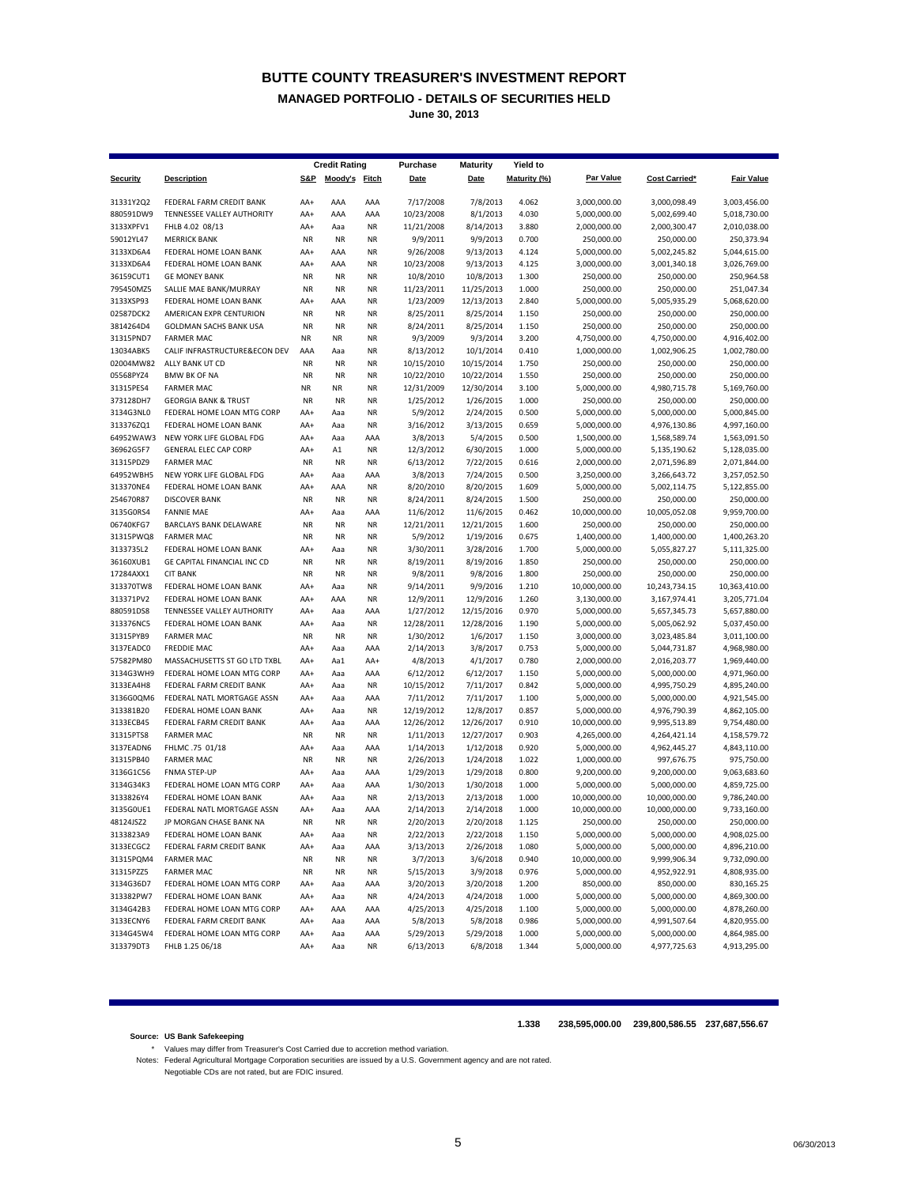# BUTTE COUNTY TREASURER'S INVESTMENT REPORT

## MANAGED PORTFOLIO - DETAILS OF SECURITIES HELD

**June 30, 2013**

| Security | Description | Credit Rating S&P | Moody's | Fitch | Purchase Date | Maturity Date | Yield to Maturity (%) | Par Value | Cost Carried* | Fair Value |
|---|---|---|---|---|---|---|---|---|---|---|
| 31331Y2Q2 | FEDERAL FARM CREDIT BANK | AA+ | AAA | AAA | 7/17/2008 | 7/8/2013 | 4.062 | 3,000,000.00 | 3,000,098.49 | 3,003,456.00 |
| 880591DW9 | TENNESSEE VALLEY AUTHORITY | AA+ | AAA | AAA | 10/23/2008 | 8/1/2013 | 4.030 | 5,000,000.00 | 5,002,699.40 | 5,018,730.00 |
| 3133XPFV1 | FHLB 4.02 08/13 | AA+ | Aaa | NR | 11/21/2008 | 8/14/2013 | 3.880 | 2,000,000.00 | 2,000,300.47 | 2,010,038.00 |
| 59012YL47 | MERRICK BANK | NR | NR | NR | 9/9/2011 | 9/9/2013 | 0.700 | 250,000.00 | 250,000.00 | 250,373.94 |
| 3133XD6A4 | FEDERAL HOME LOAN BANK | AA+ | AAA | NR | 9/26/2008 | 9/13/2013 | 4.124 | 5,000,000.00 | 5,002,245.82 | 5,044,615.00 |
| 3133XD6A4 | FEDERAL HOME LOAN BANK | AA+ | AAA | NR | 10/23/2008 | 9/13/2013 | 4.125 | 3,000,000.00 | 3,001,340.18 | 3,026,769.00 |
| 36159CUT1 | GE MONEY BANK | NR | NR | NR | 10/8/2010 | 10/8/2013 | 1.300 | 250,000.00 | 250,000.00 | 250,964.58 |
| 795450MZ5 | SALLIE MAE BANK/MURRAY | NR | NR | NR | 11/23/2011 | 11/25/2013 | 1.000 | 250,000.00 | 250,000.00 | 251,047.34 |
| 3133XSP93 | FEDERAL HOME LOAN BANK | AA+ | AAA | NR | 1/23/2009 | 12/13/2013 | 2.840 | 5,000,000.00 | 5,005,935.29 | 5,068,620.00 |
| 02587DCK2 | AMERICAN EXPR CENTURION | NR | NR | NR | 8/25/2011 | 8/25/2014 | 1.150 | 250,000.00 | 250,000.00 | 250,000.00 |
| 3814264D4 | GOLDMAN SACHS BANK USA | NR | NR | NR | 8/24/2011 | 8/25/2014 | 1.150 | 250,000.00 | 250,000.00 | 250,000.00 |
| 31315PND7 | FARMER MAC | NR | NR | NR | 9/3/2009 | 9/3/2014 | 3.200 | 4,750,000.00 | 4,750,000.00 | 4,916,402.00 |
| 13034ABK5 | CALIF INFRASTRUCTURE&ECON DEV | AAA | Aaa | NR | 8/13/2012 | 10/1/2014 | 0.410 | 1,000,000.00 | 1,002,906.25 | 1,002,780.00 |
| 02004MW82 | ALLY BANK UT CD | NR | NR | NR | 10/15/2010 | 10/15/2014 | 1.750 | 250,000.00 | 250,000.00 | 250,000.00 |
| 05568PYZ4 | BMW BK OF NA | NR | NR | NR | 10/22/2010 | 10/22/2014 | 1.550 | 250,000.00 | 250,000.00 | 250,000.00 |
| 31315PES4 | FARMER MAC | NR | NR | NR | 12/31/2009 | 12/30/2014 | 3.100 | 5,000,000.00 | 4,980,715.78 | 5,169,760.00 |
| 373128DH7 | GEORGIA BANK & TRUST | NR | NR | NR | 1/25/2012 | 1/26/2015 | 1.000 | 250,000.00 | 250,000.00 | 250,000.00 |
| 3134G3NL0 | FEDERAL HOME LOAN MTG CORP | AA+ | Aaa | NR | 5/9/2012 | 2/24/2015 | 0.500 | 5,000,000.00 | 5,000,000.00 | 5,000,845.00 |
| 313376ZQ1 | FEDERAL HOME LOAN BANK | AA+ | Aaa | NR | 3/16/2012 | 3/13/2015 | 0.659 | 5,000,000.00 | 4,976,130.86 | 4,997,160.00 |
| 64952WAW3 | NEW YORK LIFE GLOBAL FDG | AA+ | Aaa | AAA | 3/8/2013 | 5/4/2015 | 0.500 | 1,500,000.00 | 1,568,589.74 | 1,563,091.50 |
| 36962G5F7 | GENERAL ELEC CAP CORP | AA+ | A1 | NR | 12/3/2012 | 6/30/2015 | 1.000 | 5,000,000.00 | 5,135,190.62 | 5,128,035.00 |
| 31315PDZ9 | FARMER MAC | NR | NR | NR | 6/13/2012 | 7/22/2015 | 0.616 | 2,000,000.00 | 2,071,596.89 | 2,071,844.00 |
| 64952WBH5 | NEW YORK LIFE GLOBAL FDG | AA+ | Aaa | AAA | 3/8/2013 | 7/24/2015 | 0.500 | 3,250,000.00 | 3,266,643.72 | 3,257,052.50 |
| 313370NE4 | FEDERAL HOME LOAN BANK | AA+ | AAA | NR | 8/20/2010 | 8/20/2015 | 1.609 | 5,000,000.00 | 5,002,114.75 | 5,122,855.00 |
| 254670R87 | DISCOVER BANK | NR | NR | NR | 8/24/2011 | 8/24/2015 | 1.500 | 250,000.00 | 250,000.00 | 250,000.00 |
| 3135G0RS4 | FANNIE MAE | AA+ | Aaa | AAA | 11/6/2012 | 11/6/2015 | 0.462 | 10,000,000.00 | 10,005,052.08 | 9,959,700.00 |
| 06740KFG7 | BARCLAYS BANK DELAWARE | NR | NR | NR | 12/21/2011 | 12/21/2015 | 1.600 | 250,000.00 | 250,000.00 | 250,000.00 |
| 31315PWQ8 | FARMER MAC | NR | NR | NR | 5/9/2012 | 1/19/2016 | 0.675 | 1,400,000.00 | 1,400,000.00 | 1,400,263.20 |
| 3133735L2 | FEDERAL HOME LOAN BANK | AA+ | Aaa | NR | 3/30/2011 | 3/28/2016 | 1.700 | 5,000,000.00 | 5,055,827.27 | 5,111,325.00 |
| 36160XUB1 | GE CAPITAL FINANCIAL INC CD | NR | NR | NR | 8/19/2011 | 8/19/2016 | 1.850 | 250,000.00 | 250,000.00 | 250,000.00 |
| 17284AXX1 | CIT BANK | NR | NR | NR | 9/8/2011 | 9/8/2016 | 1.800 | 250,000.00 | 250,000.00 | 250,000.00 |
| 313370TW8 | FEDERAL HOME LOAN BANK | AA+ | Aaa | NR | 9/14/2011 | 9/9/2016 | 1.210 | 10,000,000.00 | 10,243,734.15 | 10,363,410.00 |
| 313371PV2 | FEDERAL HOME LOAN BANK | AA+ | AAA | NR | 12/9/2011 | 12/9/2016 | 1.260 | 3,130,000.00 | 3,167,974.41 | 3,205,771.04 |
| 880591DS8 | TENNESSEE VALLEY AUTHORITY | AA+ | Aaa | AAA | 1/27/2012 | 12/15/2016 | 0.970 | 5,000,000.00 | 5,657,345.73 | 5,657,880.00 |
| 313376NC5 | FEDERAL HOME LOAN BANK | AA+ | Aaa | NR | 12/28/2011 | 12/28/2016 | 1.190 | 5,000,000.00 | 5,005,062.92 | 5,037,450.00 |
| 31315PYB9 | FARMER MAC | NR | NR | NR | 1/30/2012 | 1/6/2017 | 1.150 | 3,000,000.00 | 3,023,485.84 | 3,011,100.00 |
| 3137EADC0 | FREDDIE MAC | AA+ | Aaa | AAA | 2/14/2013 | 3/8/2017 | 0.753 | 5,000,000.00 | 5,044,731.87 | 4,968,980.00 |
| 57582PM80 | MASSACHUSETTS ST GO LTD TXBL | AA+ | Aa1 | AA+ | 4/8/2013 | 4/1/2017 | 0.780 | 2,000,000.00 | 2,016,203.77 | 1,969,440.00 |
| 3134G3WH9 | FEDERAL HOME LOAN MTG CORP | AA+ | Aaa | AAA | 6/12/2012 | 6/12/2017 | 1.150 | 5,000,000.00 | 5,000,000.00 | 4,971,960.00 |
| 3133EA4H8 | FEDERAL FARM CREDIT BANK | AA+ | Aaa | NR | 10/15/2012 | 7/11/2017 | 0.842 | 5,000,000.00 | 4,995,750.29 | 4,895,240.00 |
| 3136G0QM6 | FEDERAL NATL MORTGAGE ASSN | AA+ | Aaa | AAA | 7/11/2012 | 7/11/2017 | 1.100 | 5,000,000.00 | 5,000,000.00 | 4,921,545.00 |
| 313381B20 | FEDERAL HOME LOAN BANK | AA+ | Aaa | NR | 12/19/2012 | 12/8/2017 | 0.857 | 5,000,000.00 | 4,976,790.39 | 4,862,105.00 |
| 3133ECB45 | FEDERAL FARM CREDIT BANK | AA+ | Aaa | AAA | 12/26/2012 | 12/26/2017 | 0.910 | 10,000,000.00 | 9,995,513.89 | 9,754,480.00 |
| 31315PTS8 | FARMER MAC | NR | NR | NR | 1/11/2013 | 12/27/2017 | 0.903 | 4,265,000.00 | 4,264,421.14 | 4,158,579.72 |
| 3137EADN6 | FHLMC .75 01/18 | AA+ | Aaa | AAA | 1/14/2013 | 1/12/2018 | 0.920 | 5,000,000.00 | 4,962,445.27 | 4,843,110.00 |
| 31315PB40 | FARMER MAC | NR | NR | NR | 2/26/2013 | 1/24/2018 | 1.022 | 1,000,000.00 | 997,676.75 | 975,750.00 |
| 3136G1C56 | FNMA STEP-UP | AA+ | Aaa | AAA | 1/29/2013 | 1/29/2018 | 0.800 | 9,200,000.00 | 9,200,000.00 | 9,063,683.60 |
| 3134G34K3 | FEDERAL HOME LOAN MTG CORP | AA+ | Aaa | AAA | 1/30/2013 | 1/30/2018 | 1.000 | 5,000,000.00 | 5,000,000.00 | 4,859,725.00 |
| 3133826Y4 | FEDERAL HOME LOAN BANK | AA+ | Aaa | NR | 2/13/2013 | 2/13/2018 | 1.000 | 10,000,000.00 | 10,000,000.00 | 9,786,240.00 |
| 3135G0UE1 | FEDERAL NATL MORTGAGE ASSN | AA+ | Aaa | AAA | 2/14/2013 | 2/14/2018 | 1.000 | 10,000,000.00 | 10,000,000.00 | 9,733,160.00 |
| 48124JSZ2 | JP MORGAN CHASE BANK NA | NR | NR | NR | 2/20/2013 | 2/20/2018 | 1.125 | 250,000.00 | 250,000.00 | 250,000.00 |
| 3133823A9 | FEDERAL HOME LOAN BANK | AA+ | Aaa | NR | 2/22/2013 | 2/22/2018 | 1.150 | 5,000,000.00 | 5,000,000.00 | 4,908,025.00 |
| 3133ECGC2 | FEDERAL FARM CREDIT BANK | AA+ | Aaa | AAA | 3/13/2013 | 2/26/2018 | 1.080 | 5,000,000.00 | 5,000,000.00 | 4,896,210.00 |
| 31315PQM4 | FARMER MAC | NR | NR | NR | 3/7/2013 | 3/6/2018 | 0.940 | 10,000,000.00 | 9,999,906.34 | 9,732,090.00 |
| 31315PZZ5 | FARMER MAC | NR | NR | NR | 5/15/2013 | 3/9/2018 | 0.976 | 5,000,000.00 | 4,952,922.91 | 4,808,935.00 |
| 3134G36D7 | FEDERAL HOME LOAN MTG CORP | AA+ | Aaa | AAA | 3/20/2013 | 3/20/2018 | 1.200 | 850,000.00 | 850,000.00 | 830,165.25 |
| 313382PW7 | FEDERAL HOME LOAN BANK | AA+ | Aaa | NR | 4/24/2013 | 4/24/2018 | 1.000 | 5,000,000.00 | 5,000,000.00 | 4,869,300.00 |
| 3134G42B3 | FEDERAL HOME LOAN MTG CORP | AA+ | AAA | AAA | 4/25/2013 | 4/25/2018 | 1.100 | 5,000,000.00 | 5,000,000.00 | 4,878,260.00 |
| 3133ECNY6 | FEDERAL FARM CREDIT BANK | AA+ | Aaa | AAA | 5/8/2013 | 5/8/2018 | 0.986 | 5,000,000.00 | 4,991,507.64 | 4,820,955.00 |
| 3134G45W4 | FEDERAL HOME LOAN MTG CORP | AA+ | Aaa | AAA | 5/29/2013 | 5/29/2018 | 1.000 | 5,000,000.00 | 5,000,000.00 | 4,864,985.00 |
| 313379DT3 | FHLB 1.25 06/18 | AA+ | Aaa | NR | 6/13/2013 | 6/8/2018 | 1.344 | 5,000,000.00 | 4,977,725.63 | 4,913,295.00 |
| | | | | | | | **1.338** | **238,595,000.00** | **239,800,586.55** | **237,687,556.67** |

**Source: US Bank Safekeeping**

\* Values may differ from Treasurer's Cost Carried due to accretion method variation.

Notes: Federal Agricultural Mortgage Corporation securities are issued by a U.S. Government agency and are not rated.
Negotiable CDs are not rated, but are FDIC insured.